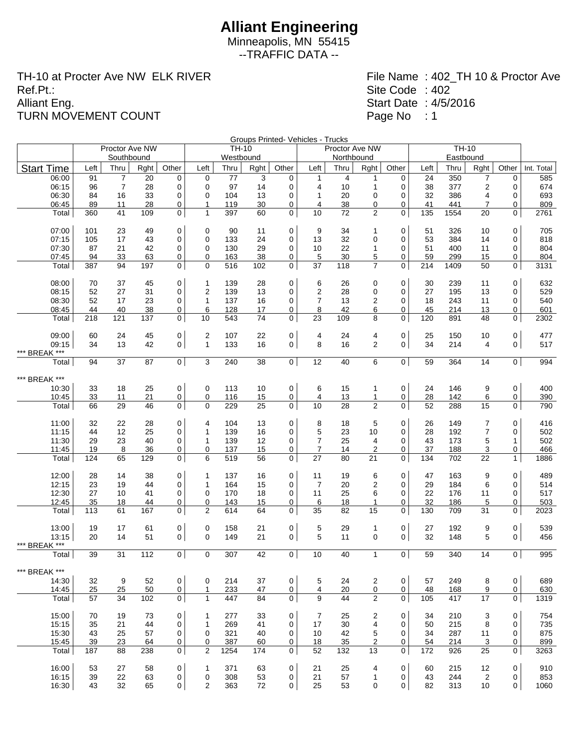# Alliant Engineering

Minneapolis, MN 55415

--TRAFFIC DATA --

TH-10 at Procter Ave NW ELK RIVER
Ref.Pt.:
Alliant Eng.
TURN MOVEMENT COUNT

File Name : 402_TH 10 & Proctor Ave
Site Code : 402
Start Date : 4/5/2016
Page No : 1

Groups Printed- Vehicles - Trucks

| | Proctor Ave NW Southbound | | | | TH-10 Westbound | | | | Proctor Ave NW Northbound | | | | TH-10 Eastbound | | | | |
|---|---|---|---|---|---|---|---|---|---|---|---|---|---|---|---|---|---|
| Start Time | Left | Thru | Rght | Other | Left | Thru | Rght | Other | Left | Thru | Rght | Other | Left | Thru | Rght | Other | Int. Total |
| 06:00 | 91 | 7 | 20 | 0 | 0 | 77 | 3 | 0 | 1 | 4 | 1 | 0 | 24 | 350 | 7 | 0 | 585 |
| 06:15 | 96 | 7 | 28 | 0 | 0 | 97 | 14 | 0 | 4 | 10 | 1 | 0 | 38 | 377 | 2 | 0 | 674 |
| 06:30 | 84 | 16 | 33 | 0 | 0 | 104 | 13 | 0 | 1 | 20 | 0 | 0 | 32 | 386 | 4 | 0 | 693 |
| 06:45 | 89 | 11 | 28 | 0 | 1 | 119 | 30 | 0 | 4 | 38 | 0 | 0 | 41 | 441 | 7 | 0 | 809 |
| Total | 360 | 41 | 109 | 0 | 1 | 397 | 60 | 0 | 10 | 72 | 2 | 0 | 135 | 1554 | 20 | 0 | 2761 |
| | | | | | | | | | | | | | | | | | |
| 07:00 | 101 | 23 | 49 | 0 | 0 | 90 | 11 | 0 | 9 | 34 | 1 | 0 | 51 | 326 | 10 | 0 | 705 |
| 07:15 | 105 | 17 | 43 | 0 | 0 | 133 | 24 | 0 | 13 | 32 | 0 | 0 | 53 | 384 | 14 | 0 | 818 |
| 07:30 | 87 | 21 | 42 | 0 | 0 | 130 | 29 | 0 | 10 | 22 | 1 | 0 | 51 | 400 | 11 | 0 | 804 |
| 07:45 | 94 | 33 | 63 | 0 | 0 | 163 | 38 | 0 | 5 | 30 | 5 | 0 | 59 | 299 | 15 | 0 | 804 |
| Total | 387 | 94 | 197 | 0 | 0 | 516 | 102 | 0 | 37 | 118 | 7 | 0 | 214 | 1409 | 50 | 0 | 3131 |
| | | | | | | | | | | | | | | | | | |
| 08:00 | 70 | 37 | 45 | 0 | 1 | 139 | 28 | 0 | 6 | 26 | 0 | 0 | 30 | 239 | 11 | 0 | 632 |
| 08:15 | 52 | 27 | 31 | 0 | 2 | 139 | 13 | 0 | 2 | 28 | 0 | 0 | 27 | 195 | 13 | 0 | 529 |
| 08:30 | 52 | 17 | 23 | 0 | 1 | 137 | 16 | 0 | 7 | 13 | 2 | 0 | 18 | 243 | 11 | 0 | 540 |
| 08:45 | 44 | 40 | 38 | 0 | 6 | 128 | 17 | 0 | 8 | 42 | 6 | 0 | 45 | 214 | 13 | 0 | 601 |
| Total | 218 | 121 | 137 | 0 | 10 | 543 | 74 | 0 | 23 | 109 | 8 | 0 | 120 | 891 | 48 | 0 | 2302 |
| | | | | | | | | | | | | | | | | | |
| 09:00 | 60 | 24 | 45 | 0 | 2 | 107 | 22 | 0 | 4 | 24 | 4 | 0 | 25 | 150 | 10 | 0 | 477 |
| 09:15 | 34 | 13 | 42 | 0 | 1 | 133 | 16 | 0 | 8 | 16 | 2 | 0 | 34 | 214 | 4 | 0 | 517 |
| *** BREAK *** | | | | | | | | | | | | | | | | | |
| Total | 94 | 37 | 87 | 0 | 3 | 240 | 38 | 0 | 12 | 40 | 6 | 0 | 59 | 364 | 14 | 0 | 994 |
| | | | | | | | | | | | | | | | | | |
| *** BREAK *** | | | | | | | | | | | | | | | | | |
| 10:30 | 33 | 18 | 25 | 0 | 0 | 113 | 10 | 0 | 6 | 15 | 1 | 0 | 24 | 146 | 9 | 0 | 400 |
| 10:45 | 33 | 11 | 21 | 0 | 0 | 116 | 15 | 0 | 4 | 13 | 1 | 0 | 28 | 142 | 6 | 0 | 390 |
| Total | 66 | 29 | 46 | 0 | 0 | 229 | 25 | 0 | 10 | 28 | 2 | 0 | 52 | 288 | 15 | 0 | 790 |
| | | | | | | | | | | | | | | | | | |
| 11:00 | 32 | 22 | 28 | 0 | 4 | 104 | 13 | 0 | 8 | 18 | 5 | 0 | 26 | 149 | 7 | 0 | 416 |
| 11:15 | 44 | 12 | 25 | 0 | 1 | 139 | 16 | 0 | 5 | 23 | 10 | 0 | 28 | 192 | 7 | 0 | 502 |
| 11:30 | 29 | 23 | 40 | 0 | 1 | 139 | 12 | 0 | 7 | 25 | 4 | 0 | 43 | 173 | 5 | 1 | 502 |
| 11:45 | 19 | 8 | 36 | 0 | 0 | 137 | 15 | 0 | 7 | 14 | 2 | 0 | 37 | 188 | 3 | 0 | 466 |
| Total | 124 | 65 | 129 | 0 | 6 | 519 | 56 | 0 | 27 | 80 | 21 | 0 | 134 | 702 | 22 | 1 | 1886 |
| | | | | | | | | | | | | | | | | | |
| 12:00 | 28 | 14 | 38 | 0 | 1 | 137 | 16 | 0 | 11 | 19 | 6 | 0 | 47 | 163 | 9 | 0 | 489 |
| 12:15 | 23 | 19 | 44 | 0 | 1 | 164 | 15 | 0 | 7 | 20 | 2 | 0 | 29 | 184 | 6 | 0 | 514 |
| 12:30 | 27 | 10 | 41 | 0 | 0 | 170 | 18 | 0 | 11 | 25 | 6 | 0 | 22 | 176 | 11 | 0 | 517 |
| 12:45 | 35 | 18 | 44 | 0 | 0 | 143 | 15 | 0 | 6 | 18 | 1 | 0 | 32 | 186 | 5 | 0 | 503 |
| Total | 113 | 61 | 167 | 0 | 2 | 614 | 64 | 0 | 35 | 82 | 15 | 0 | 130 | 709 | 31 | 0 | 2023 |
| | | | | | | | | | | | | | | | | | |
| 13:00 | 19 | 17 | 61 | 0 | 0 | 158 | 21 | 0 | 5 | 29 | 1 | 0 | 27 | 192 | 9 | 0 | 539 |
| 13:15 | 20 | 14 | 51 | 0 | 0 | 149 | 21 | 0 | 5 | 11 | 0 | 0 | 32 | 148 | 5 | 0 | 456 |
| *** BREAK *** | | | | | | | | | | | | | | | | | |
| Total | 39 | 31 | 112 | 0 | 0 | 307 | 42 | 0 | 10 | 40 | 1 | 0 | 59 | 340 | 14 | 0 | 995 |
| | | | | | | | | | | | | | | | | | |
| *** BREAK *** | | | | | | | | | | | | | | | | | |
| 14:30 | 32 | 9 | 52 | 0 | 0 | 214 | 37 | 0 | 5 | 24 | 2 | 0 | 57 | 249 | 8 | 0 | 689 |
| 14:45 | 25 | 25 | 50 | 0 | 1 | 233 | 47 | 0 | 4 | 20 | 0 | 0 | 48 | 168 | 9 | 0 | 630 |
| Total | 57 | 34 | 102 | 0 | 1 | 447 | 84 | 0 | 9 | 44 | 2 | 0 | 105 | 417 | 17 | 0 | 1319 |
| | | | | | | | | | | | | | | | | | |
| 15:00 | 70 | 19 | 73 | 0 | 1 | 277 | 33 | 0 | 7 | 25 | 2 | 0 | 34 | 210 | 3 | 0 | 754 |
| 15:15 | 35 | 21 | 44 | 0 | 1 | 269 | 41 | 0 | 17 | 30 | 4 | 0 | 50 | 215 | 8 | 0 | 735 |
| 15:30 | 43 | 25 | 57 | 0 | 0 | 321 | 40 | 0 | 10 | 42 | 5 | 0 | 34 | 287 | 11 | 0 | 875 |
| 15:45 | 39 | 23 | 64 | 0 | 0 | 387 | 60 | 0 | 18 | 35 | 2 | 0 | 54 | 214 | 3 | 0 | 899 |
| Total | 187 | 88 | 238 | 0 | 2 | 1254 | 174 | 0 | 52 | 132 | 13 | 0 | 172 | 926 | 25 | 0 | 3263 |
| | | | | | | | | | | | | | | | | | |
| 16:00 | 53 | 27 | 58 | 0 | 1 | 371 | 63 | 0 | 21 | 25 | 4 | 0 | 60 | 215 | 12 | 0 | 910 |
| 16:15 | 39 | 22 | 63 | 0 | 0 | 308 | 53 | 0 | 21 | 57 | 1 | 0 | 43 | 244 | 2 | 0 | 853 |
| 16:30 | 43 | 32 | 65 | 0 | 2 | 363 | 72 | 0 | 25 | 53 | 0 | 0 | 82 | 313 | 10 | 0 | 1060 |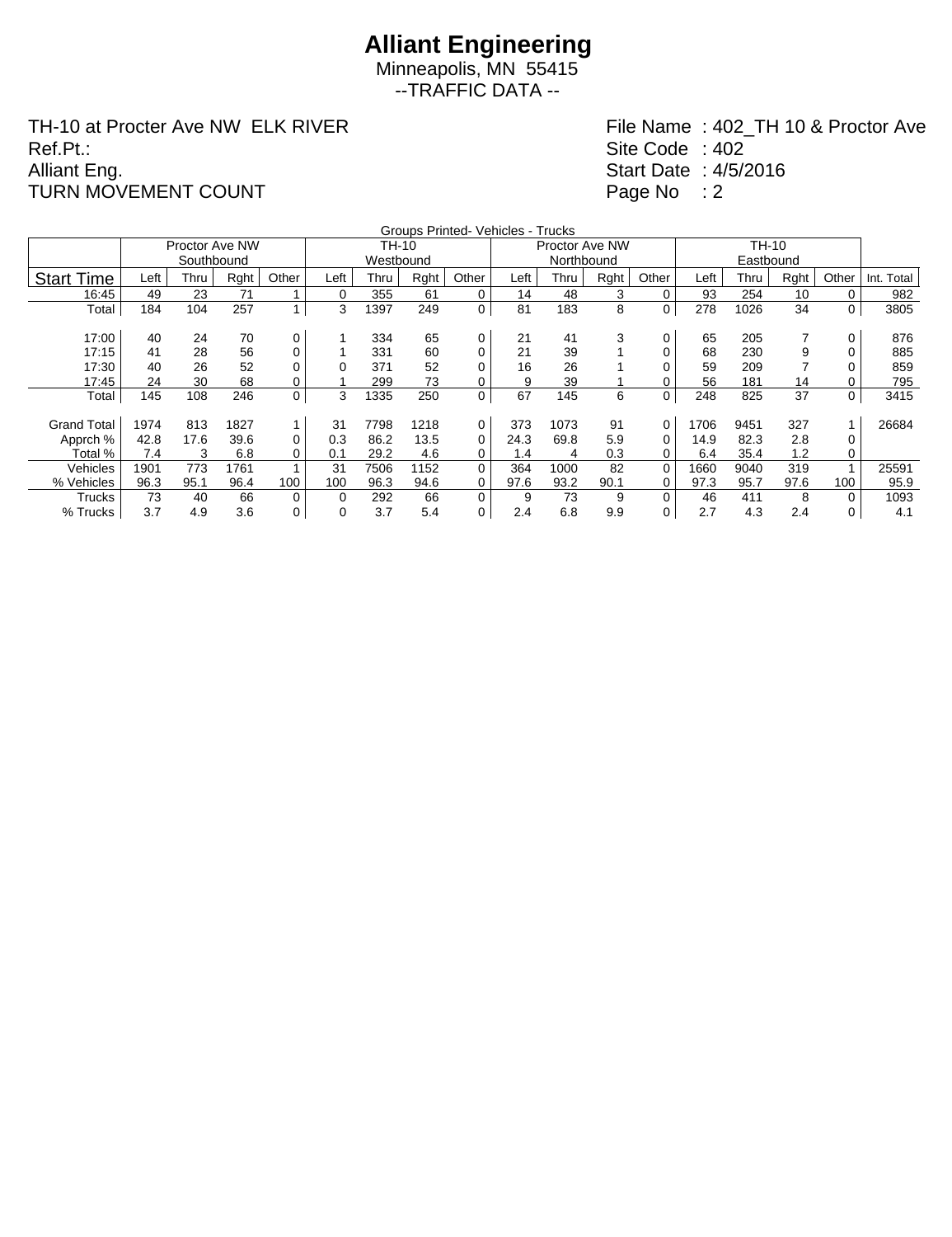# Alliant Engineering

Minneapolis, MN 55415

--TRAFFIC DATA --

TH-10 at Procter Ave NW ELK RIVER
Ref.Pt.:
Alliant Eng.
TURN MOVEMENT COUNT

File Name : 402_TH 10 & Proctor Ave
Site Code : 402
Start Date : 4/5/2016
Page No : 2

Groups Printed- Vehicles - Trucks

| | Proctor Ave NW Southbound | | | | TH-10 Westbound | | | | Proctor Ave NW Northbound | | | | TH-10 Eastbound | | | | |
|---|---|---|---|---|---|---|---|---|---|---|---|---|---|---|---|---|---|
| Start Time | Left | Thru | Rght | Other | Left | Thru | Rght | Other | Left | Thru | Rght | Other | Left | Thru | Rght | Other | Int. Total |
| 16:45 | 49 | 23 | 71 | 1 | 0 | 355 | 61 | 0 | 14 | 48 | 3 | 0 | 93 | 254 | 10 | 0 | 982 |
| Total | 184 | 104 | 257 | 1 | 3 | 1397 | 249 | 0 | 81 | 183 | 8 | 0 | 278 | 1026 | 34 | 0 | 3805 |
| | | | | | | | | | | | | | | | | | |
| 17:00 | 40 | 24 | 70 | 0 | 1 | 334 | 65 | 0 | 21 | 41 | 3 | 0 | 65 | 205 | 7 | 0 | 876 |
| 17:15 | 41 | 28 | 56 | 0 | 1 | 331 | 60 | 0 | 21 | 39 | 1 | 0 | 68 | 230 | 9 | 0 | 885 |
| 17:30 | 40 | 26 | 52 | 0 | 0 | 371 | 52 | 0 | 16 | 26 | 1 | 0 | 59 | 209 | 7 | 0 | 859 |
| 17:45 | 24 | 30 | 68 | 0 | 1 | 299 | 73 | 0 | 9 | 39 | 1 | 0 | 56 | 181 | 14 | 0 | 795 |
| Total | 145 | 108 | 246 | 0 | 3 | 1335 | 250 | 0 | 67 | 145 | 6 | 0 | 248 | 825 | 37 | 0 | 3415 |
| | | | | | | | | | | | | | | | | | |
| Grand Total | 1974 | 813 | 1827 | 1 | 31 | 7798 | 1218 | 0 | 373 | 1073 | 91 | 0 | 1706 | 9451 | 327 | 1 | 26684 |
| Apprch % | 42.8 | 17.6 | 39.6 | 0 | 0.3 | 86.2 | 13.5 | 0 | 24.3 | 69.8 | 5.9 | 0 | 14.9 | 82.3 | 2.8 | 0 | |
| Total % | 7.4 | 3 | 6.8 | 0 | 0.1 | 29.2 | 4.6 | 0 | 1.4 | 4 | 0.3 | 0 | 6.4 | 35.4 | 1.2 | 0 | |
| Vehicles | 1901 | 773 | 1761 | 1 | 31 | 7506 | 1152 | 0 | 364 | 1000 | 82 | 0 | 1660 | 9040 | 319 | 1 | 25591 |
| % Vehicles | 96.3 | 95.1 | 96.4 | 100 | 100 | 96.3 | 94.6 | 0 | 97.6 | 93.2 | 90.1 | 0 | 97.3 | 95.7 | 97.6 | 100 | 95.9 |
| Trucks | 73 | 40 | 66 | 0 | 0 | 292 | 66 | 0 | 9 | 73 | 9 | 0 | 46 | 411 | 8 | 0 | 1093 |
| % Trucks | 3.7 | 4.9 | 3.6 | 0 | 0 | 3.7 | 5.4 | 0 | 2.4 | 6.8 | 9.9 | 0 | 2.7 | 4.3 | 2.4 | 0 | 4.1 |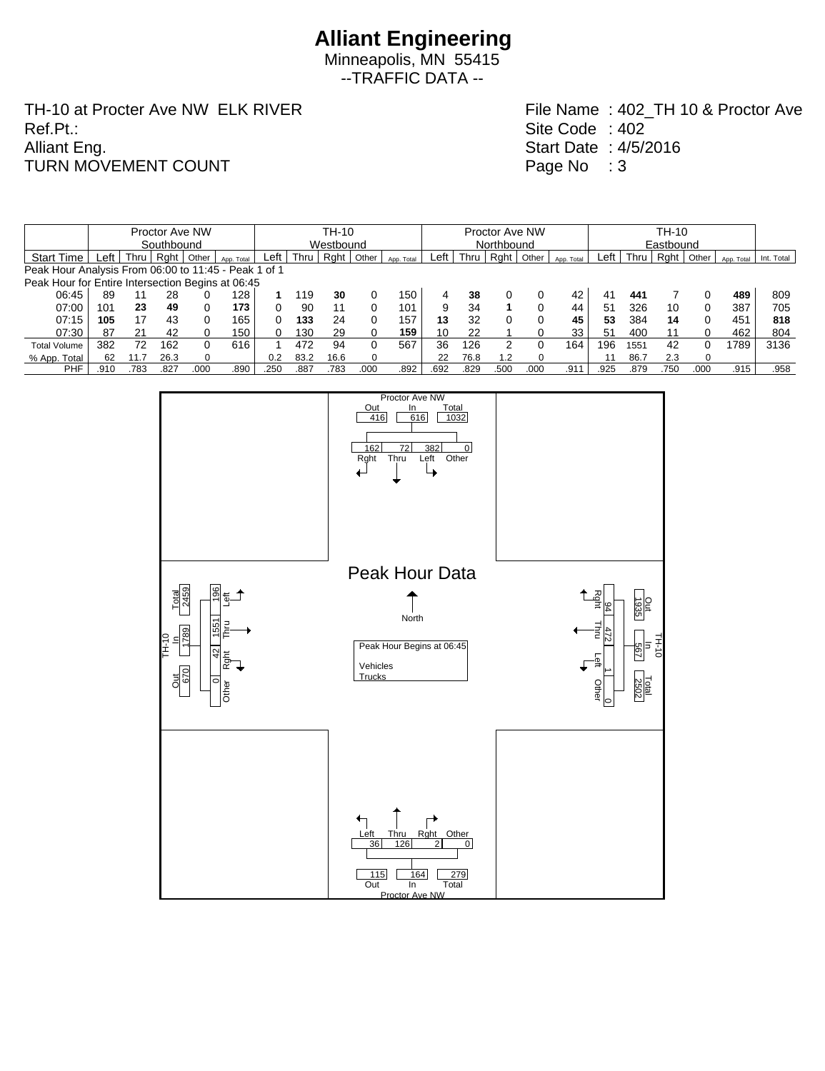# Alliant Engineering

Minneapolis, MN 55415

--TRAFFIC DATA --

TH-10 at Procter Ave NW ELK RIVER
Ref.Pt.:
Alliant Eng.
TURN MOVEMENT COUNT

File Name : 402_TH 10 & Proctor Ave
Site Code : 402
Start Date : 4/5/2016
Page No : 3

| | Proctor Ave NW | | | | | TH-10 | | | | | Proctor Ave NW | | | | | TH-10 | | | | | |
|---|---|---|---|---|---|---|---|---|---|---|---|---|---|---|---|---|---|---|---|---|---|
| | Southbound | | | | | Westbound | | | | | Northbound | | | | | Eastbound | | | | | |
| Start Time | Left | Thru | Rght | Other | App. Total | Left | Thru | Rght | Other | App. Total | Left | Thru | Rght | Other | App. Total | Left | Thru | Rght | Other | App. Total | Int. Total |
| Peak Hour Analysis From 06:00 to 11:45 - Peak 1 of 1 | | | | | | | | | | | | | | | | | | | | | |
| Peak Hour for Entire Intersection Begins at 06:45 | | | | | | | | | | | | | | | | | | | | | |
| 06:45 | 89 | 11 | 28 | 0 | 128 | **1** | 119 | **30** | 0 | 150 | 4 | **38** | 0 | 0 | 42 | 41 | **441** | 7 | 0 | **489** | 809 |
| 07:00 | 101 | **23** | **49** | 0 | **173** | 0 | 90 | 11 | 0 | 101 | 9 | 34 | **1** | 0 | 44 | 51 | 326 | 10 | 0 | 387 | 705 |
| 07:15 | **105** | 17 | 43 | 0 | 165 | 0 | **133** | 24 | 0 | 157 | **13** | 32 | 0 | 0 | **45** | **53** | 384 | **14** | 0 | 451 | **818** |
| 07:30 | 87 | 21 | 42 | 0 | 150 | 0 | 130 | 29 | 0 | **159** | 10 | 22 | 1 | 0 | 33 | 51 | 400 | 11 | 0 | 462 | 804 |
| Total Volume | 382 | 72 | 162 | 0 | 616 | 1 | 472 | 94 | 0 | 567 | 36 | 126 | 2 | 0 | 164 | 196 | 1551 | 42 | 0 | 1789 | 3136 |
| % App. Total | 62 | 11.7 | 26.3 | 0 | | 0.2 | 83.2 | 16.6 | 0 | | 22 | 76.8 | 1.2 | 0 | | 11 | 86.7 | 2.3 | 0 | | |
| PHF | .910 | .783 | .827 | .000 | .890 | .250 | .887 | .783 | .000 | .892 | .692 | .829 | .500 | .000 | .911 | .925 | .879 | .750 | .000 | .915 | .958 |

## Peak Hour Data

Peak Hour Begins at 06:45

Vehicles
Trucks

**Proctor Ave NW (North leg)**

| Out | In | Total |
|---|---|---|
| 416 | 616 | 1032 |

| Rght | Thru | Left | Other |
|---|---|---|---|
| 162 | 72 | 382 | 0 |

**TH-10 (East leg)**

| Out | In | Total |
|---|---|---|
| 1935 | 567 | 2502 |

| Rght | Thru | Left | Other |
|---|---|---|---|
| 94 | 472 | 1 | 0 |

**Proctor Ave NW (South leg)**

| Left | Thru | Rght | Other |
|---|---|---|---|
| 36 | 126 | 2 | 0 |

| Out | In | Total |
|---|---|---|
| 115 | 164 | 279 |

**TH-10 (West leg)**

| Out | In | Total |
|---|---|---|
| 670 | 1789 | 2459 |

| Left | Thru | Rght | Other |
|---|---|---|---|
| 196 | 1551 | 42 | 0 |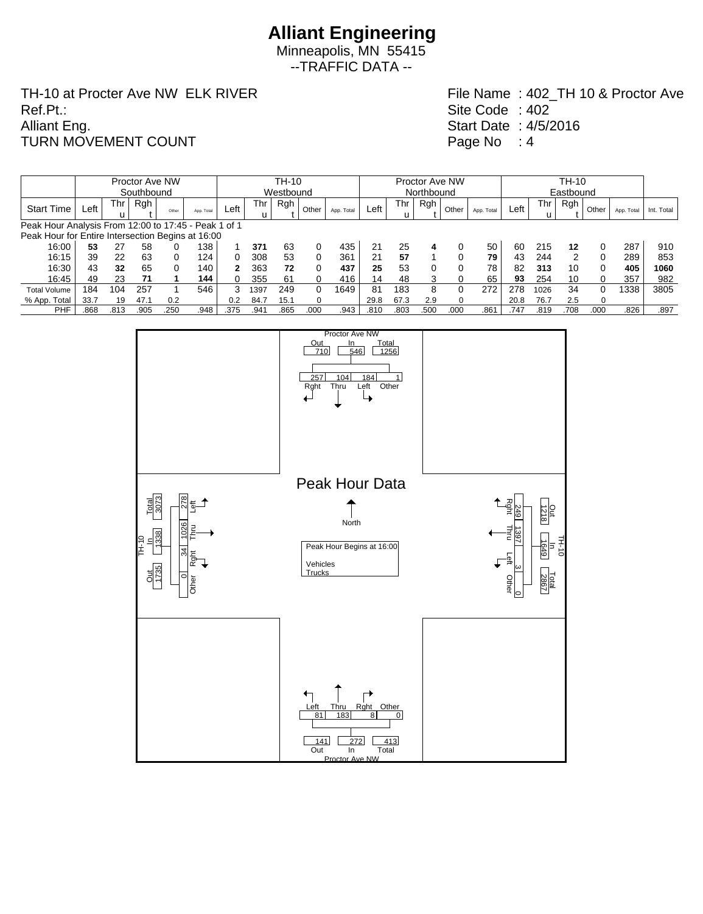# Alliant Engineering

Minneapolis, MN 55415

--TRAFFIC DATA --

TH-10 at Procter Ave NW ELK RIVER
Ref.Pt.:
Alliant Eng.
TURN MOVEMENT COUNT

File Name : 402_TH 10 & Proctor Ave
Site Code : 402
Start Date : 4/5/2016
Page No : 4

| | Proctor Ave NW Southbound | | | | | TH-10 Westbound | | | | | Proctor Ave NW Northbound | | | | | TH-10 Eastbound | | | | | |
|---|---|---|---|---|---|---|---|---|---|---|---|---|---|---|---|---|---|---|---|---|---|
| Start Time | Left | Thru | Rght | Other | App. Total | Left | Thru | Rght | Other | App. Total | Left | Thru | Rght | Other | App. Total | Left | Thru | Rght | Other | App. Total | Int. Total |
| Peak Hour Analysis From 12:00 to 17:45 - Peak 1 of 1 | | | | | | | | | | | | | | | | | | | | | |
| Peak Hour for Entire Intersection Begins at 16:00 | | | | | | | | | | | | | | | | | | | | | |
| 16:00 | **53** | 27 | 58 | 0 | 138 | 1 | **371** | 63 | 0 | 435 | 21 | 25 | **4** | 0 | 50 | 60 | 215 | **12** | 0 | 287 | 910 |
| 16:15 | 39 | 22 | 63 | 0 | 124 | 0 | 308 | 53 | 0 | 361 | 21 | **57** | 1 | 0 | **79** | 43 | 244 | 2 | 0 | 289 | 853 |
| 16:30 | 43 | **32** | 65 | 0 | 140 | **2** | 363 | **72** | 0 | **437** | **25** | 53 | 0 | 0 | 78 | 82 | **313** | 10 | 0 | **405** | **1060** |
| 16:45 | 49 | 23 | **71** | **1** | **144** | 0 | 355 | 61 | 0 | 416 | 14 | 48 | 3 | 0 | 65 | **93** | 254 | 10 | 0 | 357 | 982 |
| Total Volume | 184 | 104 | 257 | 1 | 546 | 3 | 1397 | 249 | 0 | 1649 | 81 | 183 | 8 | 0 | 272 | 278 | 1026 | 34 | 0 | 1338 | 3805 |
| % App. Total | 33.7 | 19 | 47.1 | 0.2 | | 0.2 | 84.7 | 15.1 | 0 | | 29.8 | 67.3 | 2.9 | 0 | | 20.8 | 76.7 | 2.5 | 0 | | |
| PHF | .868 | .813 | .905 | .250 | .948 | .375 | .941 | .865 | .000 | .943 | .810 | .803 | .500 | .000 | .861 | .747 | .819 | .708 | .000 | .826 | .897 |

Peak Hour Data

Proctor Ave NW
Out 710 In 546 Total 1256
257 Rght, 104 Thru, 184 Left, 1 Other

TH-10
Total 3073
In 1338
Out 1735
278 Left, 1026 Thru, 34 Rght, 0 Other

North

Peak Hour Begins at 16:00
Vehicles
Trucks

TH-10
Out 1218
In 1649
Total 2867
249 Rght, 1397 Thru, 3 Left, 0 Other

Left 81, Thru 183, Rght 8, Other 0
Out 141 In 272 Total 413
Proctor Ave NW